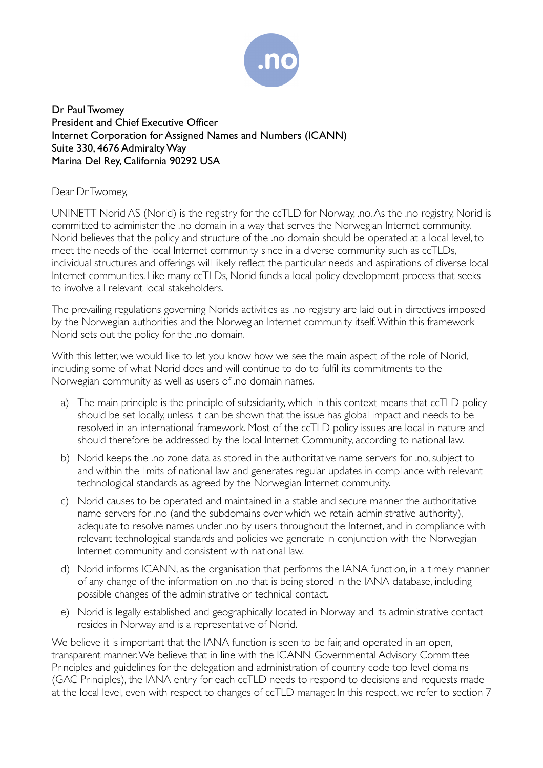.no

Dr Paul Twomey
President and Chief Executive Officer
Internet Corporation for Assigned Names and Numbers (ICANN)
Suite 330, 4676 Admiralty Way
Marina Del Rey, California 90292 USA

Dear Dr Twomey,

UNINETT Norid AS (Norid) is the registry for the ccTLD for Norway, .no. As the .no registry, Norid is committed to administer the .no domain in a way that serves the Norwegian Internet community. Norid believes that the policy and structure of the .no domain should be operated at a local level, to meet the needs of the local Internet community since in a diverse community such as ccTLDs, individual structures and offerings will likely reflect the particular needs and aspirations of diverse local Internet communities. Like many ccTLDs, Norid funds a local policy development process that seeks to involve all relevant local stakeholders.

The prevailing regulations governing Norids activities as .no registry are laid out in directives imposed by the Norwegian authorities and the Norwegian Internet community itself. Within this framework Norid sets out the policy for the .no domain.

With this letter, we would like to let you know how we see the main aspect of the role of Norid, including some of what Norid does and will continue to do to fulfil its commitments to the Norwegian community as well as users of .no domain names.

a) The main principle is the principle of subsidiarity, which in this context means that ccTLD policy should be set locally, unless it can be shown that the issue has global impact and needs to be resolved in an international framework. Most of the ccTLD policy issues are local in nature and should therefore be addressed by the local Internet Community, according to national law.

b) Norid keeps the .no zone data as stored in the authoritative name servers for .no, subject to and within the limits of national law and generates regular updates in compliance with relevant technological standards as agreed by the Norwegian Internet community.

c) Norid causes to be operated and maintained in a stable and secure manner the authoritative name servers for .no (and the subdomains over which we retain administrative authority), adequate to resolve names under .no by users throughout the Internet, and in compliance with relevant technological standards and policies we generate in conjunction with the Norwegian Internet community and consistent with national law.

d) Norid informs ICANN, as the organisation that performs the IANA function, in a timely manner of any change of the information on .no that is being stored in the IANA database, including possible changes of the administrative or technical contact.

e) Norid is legally established and geographically located in Norway and its administrative contact resides in Norway and is a representative of Norid.

We believe it is important that the IANA function is seen to be fair, and operated in an open, transparent manner. We believe that in line with the ICANN Governmental Advisory Committee Principles and guidelines for the delegation and administration of country code top level domains (GAC Principles), the IANA entry for each ccTLD needs to respond to decisions and requests made at the local level, even with respect to changes of ccTLD manager. In this respect, we refer to section 7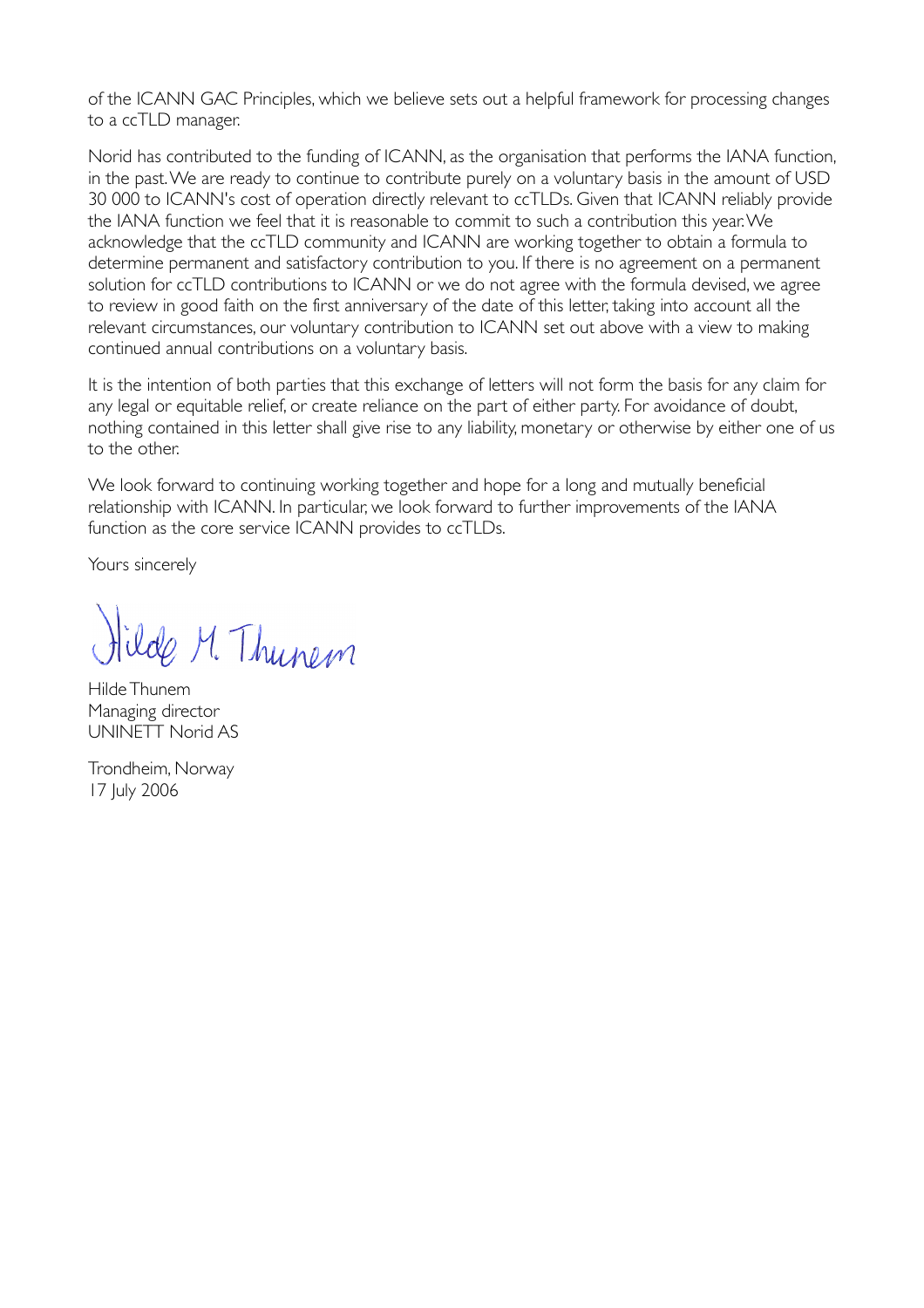of the ICANN GAC Principles, which we believe sets out a helpful framework for processing changes to a ccTLD manager.

Norid has contributed to the funding of ICANN, as the organisation that performs the IANA function, in the past. We are ready to continue to contribute purely on a voluntary basis in the amount of USD 30 000 to ICANN's cost of operation directly relevant to ccTLDs. Given that ICANN reliably provide the IANA function we feel that it is reasonable to commit to such a contribution this year. We acknowledge that the ccTLD community and ICANN are working together to obtain a formula to determine permanent and satisfactory contribution to you. If there is no agreement on a permanent solution for ccTLD contributions to ICANN or we do not agree with the formula devised, we agree to review in good faith on the first anniversary of the date of this letter, taking into account all the relevant circumstances, our voluntary contribution to ICANN set out above with a view to making continued annual contributions on a voluntary basis.

It is the intention of both parties that this exchange of letters will not form the basis for any claim for any legal or equitable relief, or create reliance on the part of either party. For avoidance of doubt, nothing contained in this letter shall give rise to any liability, monetary or otherwise by either one of us to the other.

We look forward to continuing working together and hope for a long and mutually beneficial relationship with ICANN. In particular, we look forward to further improvements of the IANA function as the core service ICANN provides to ccTLDs.

Yours sincerely

Hilde M. Thunem

Hilde Thunem
Managing director
UNINETT Norid AS

Trondheim, Norway
17 July 2006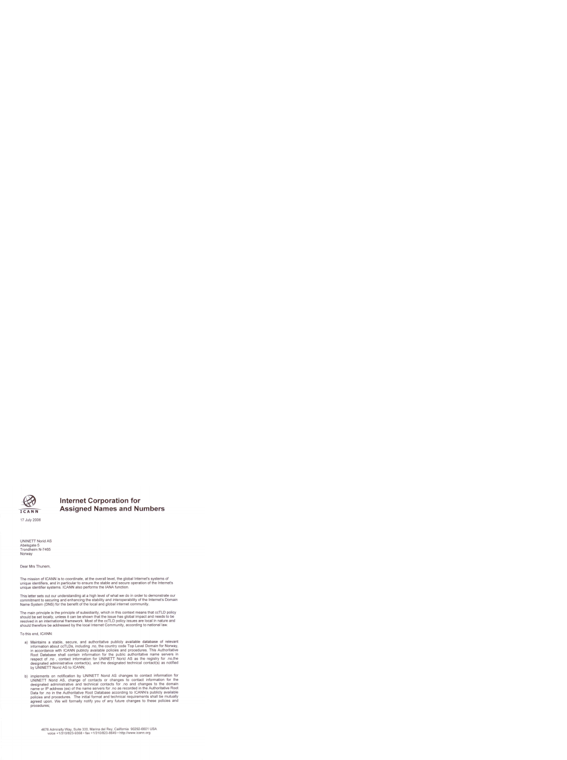**Internet Corporation for Assigned Names and Numbers**

17 July 2006

UNINETT Norid AS
Abelsgate 5
Trondheim N-7465
Norway

Dear Mrs Thunem,

The mission of ICANN is to coordinate, at the overall level, the global Internet's systems of unique identifiers, and in particular to ensure the stable and secure operation of the Internet's unique identifier systems. ICANN also performs the IANA function.

This letter sets out our understanding at a high level of what we do in order to demonstrate our commitment to securing and enhancing the stability and interoperability of the Internet's Domain Name System (DNS) for the benefit of the local and global internet community.

The main principle is the principle of subsidiarity, which in this context means that ccTLD policy should be set locally, unless it can be shown that the issue has global impact and needs to be resolved in an international framework. Most of the ccTLD policy issues are local in nature and should therefore be addressed by the local Internet Community, according to national law.

To this end, ICANN:

a) Maintains a stable, secure, and authoritative publicly available database of relevant information about ccTLDs, including .no, the country code Top Level Domain for Norway, in accordance with ICANN publicly available policies and procedures. This Authoritative Root Database shall contain information for the public authoritative name servers in respect of .no , contact information for UNINETT Norid AS as the registry for .no,the designated administrative contact(s), and the designated technical contact(s) as notified by UNINETT Norid AS to ICANN;

b) implements on notification by UNINETT Norid AS changes to contact information for UNINETT Norid AS, change of contacts or changes to contact information for the designated administrative and technical contacts for .no and changes to the domain name or IP address (es) of the name servers for .no as recorded in the Authoritative Root Data for .no in the Authoritative Root Database according to ICANN's publicly available policies and procedures. The initial format and technical requirements shall be mutually agreed upon. We will formally notify you of any future changes to these policies and procedures;

4676 Admiralty Way, Suite 330, Marina del Rey, California 90292-6601 USA
voice +1/310/823-9358 • fax +1/310/823-8649 • http://www.icann.org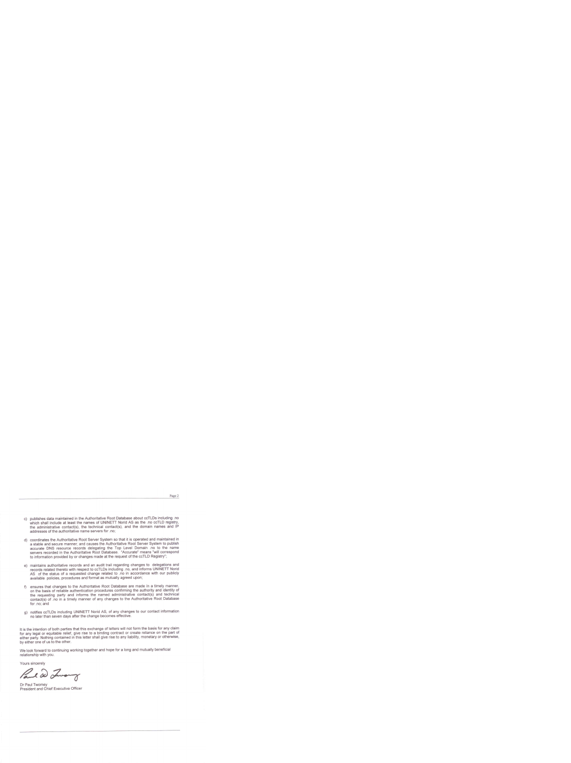c) publishes data maintained in the Authoritative Root Database about ccTLDs including .no which shall include at least the names of UNINETT Norid AS as the .no ccTLD registry, the administrative contact(s), the technical contact(s), and the domain names and IP addresses of the authoritative name servers for .no;

d) coordinates the Authoritative Root Server System so that it is operated and maintained in a stable and secure manner; and causes the Authoritative Root Server System to publish accurate DNS resource records delegating the Top Level Domain .no to the name servers recorded in the Authoritative Root Database. "Accurate" means "will correspond to information provided by or changes made at the request of the ccTLD Registry";

e) maintains authoritative records and an audit trail regarding changes to delegations and records related thereto with respect to ccTLDs including .no, and informs UNINETT Norid AS of the status of a requested change related to .no in accordance with our publicly available policies, procedures and format as mutually agreed upon;

f) ensures that changes to the Authoritative Root Database are made in a timely manner, on the basis of reliable authentication procedures confirming the authority and identity of the requesting party and informs the named administrative contact(s) and technical contact(s) of .no in a timely manner of any changes to the Authoritative Root Database for .no; and

g) notifies ccTLDs including UNINETT Norid AS, of any changes to our contact information no later than seven days after the change becomes effective.

It is the intention of both parties that this exchange of letters will not form the basis for any claim for any legal or equitable relief, give rise to a binding contract or create reliance on the part of either party. Nothing contained in this letter shall give rise to any liability, monetary or otherwise, by either one of us to the other.

We look forward to continuing working together and hope for a long and mutually beneficial relationship with you.

Yours sincerely

Dr Paul Twomey
President and Chief Executive Officer